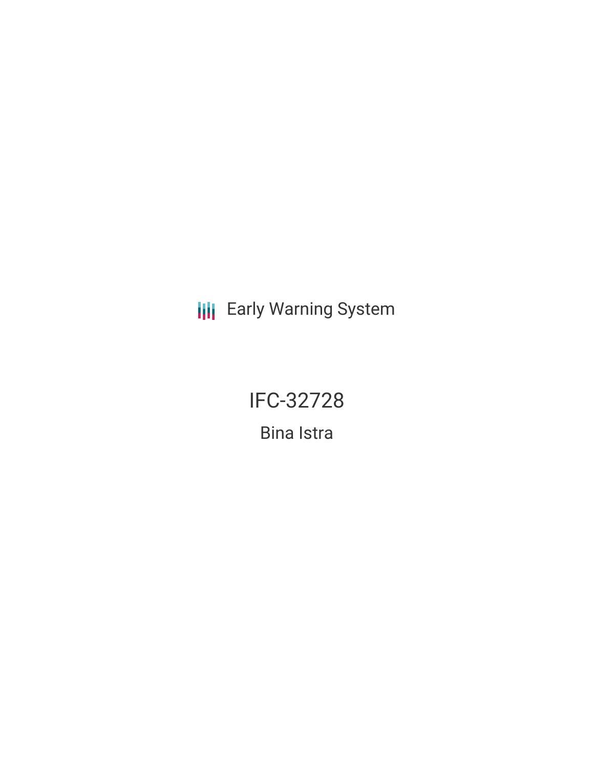Early Warning System

# IFC-32728

## Bina Istra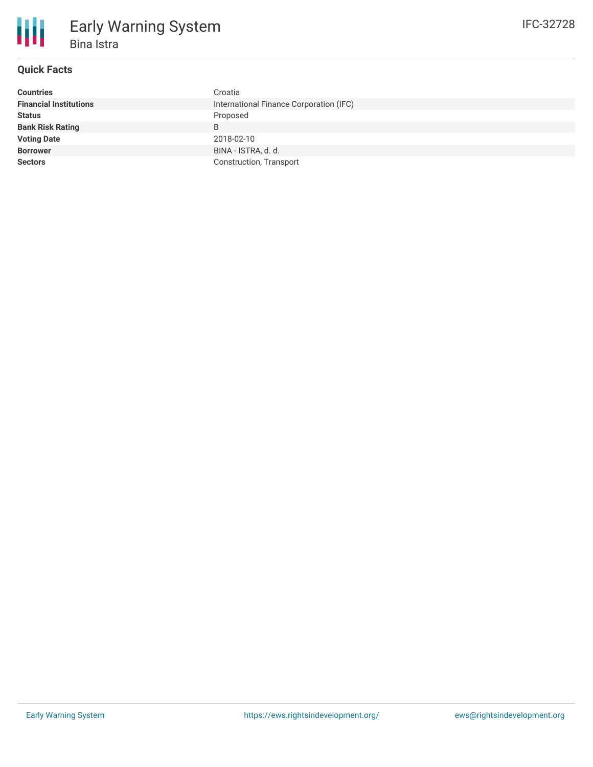# Early Warning System

## Bina Istra

IFC-32728

### Quick Facts

| | |
|---|---|
| **Countries** | Croatia |
| **Financial Institutions** | International Finance Corporation (IFC) |
| **Status** | Proposed |
| **Bank Risk Rating** | B |
| **Voting Date** | 2018-02-10 |
| **Borrower** | BINA - ISTRA, d. d. |
| **Sectors** | Construction, Transport |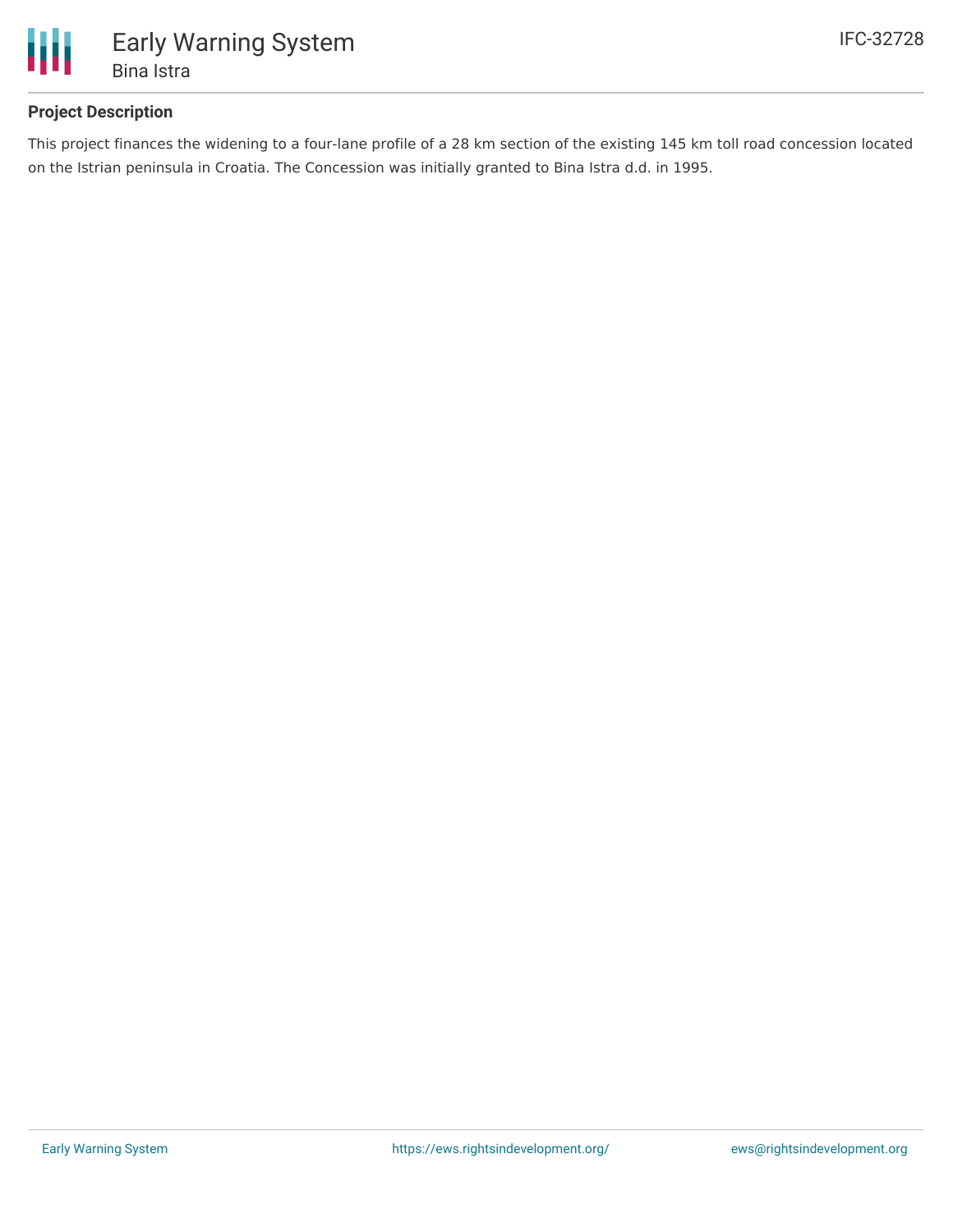### Project Description

This project finances the widening to a four-lane profile of a 28 km section of the existing 145 km toll road concession located on the Istrian peninsula in Croatia. The Concession was initially granted to Bina Istra d.d. in 1995.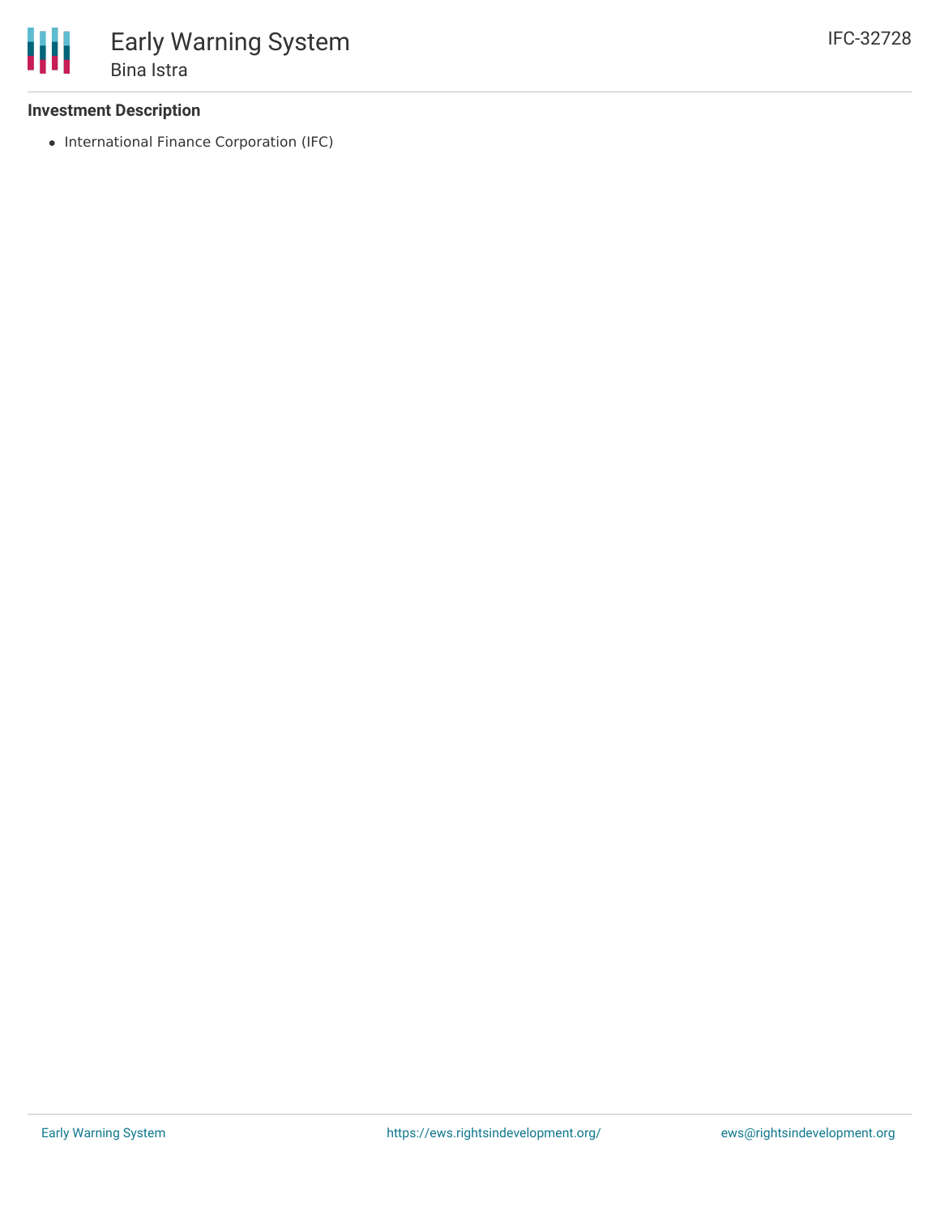### Investment Description

- International Finance Corporation (IFC)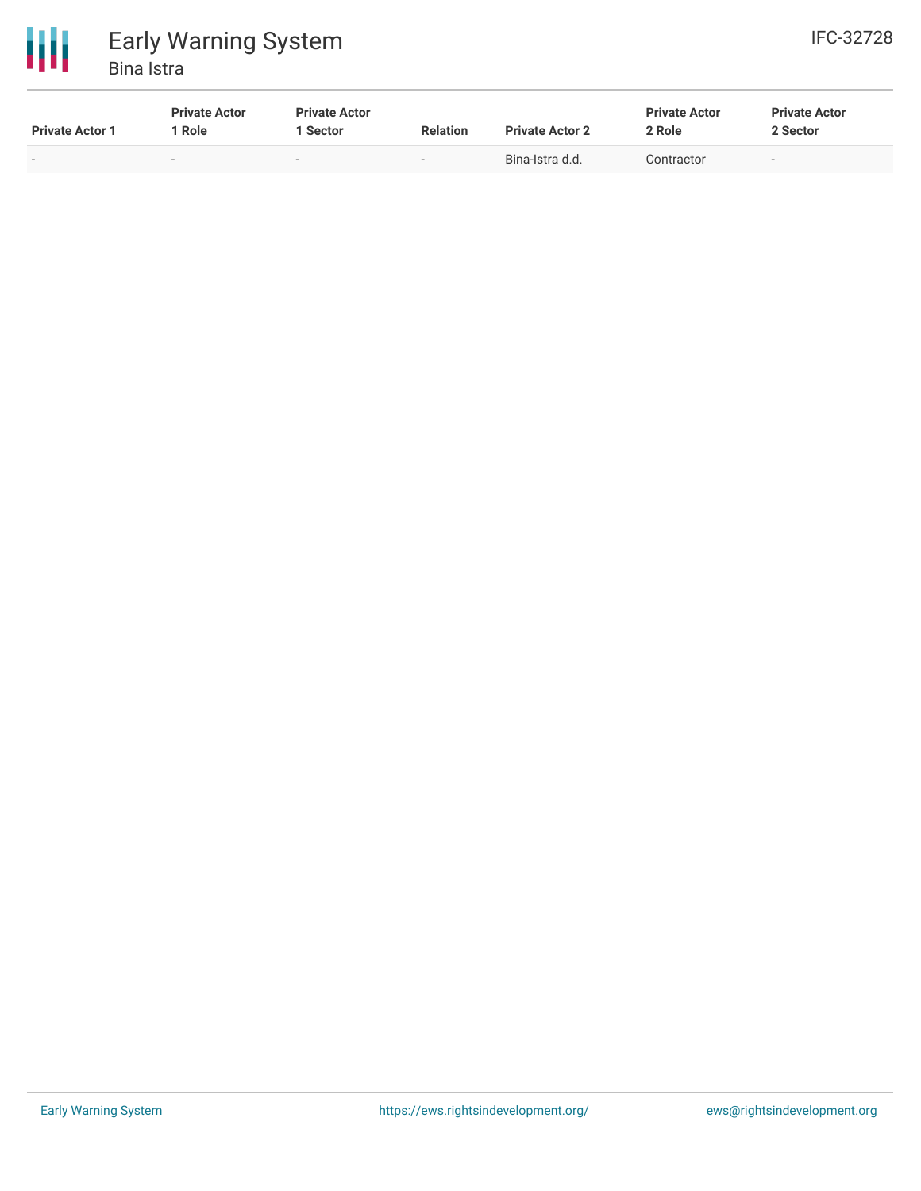| Private Actor 1 | Private Actor 1 Role | Private Actor 1 Sector | Relation | Private Actor 2 | Private Actor 2 Role | Private Actor 2 Sector |
|---|---|---|---|---|---|---|
| - | - | - | - | Bina-Istra d.d. | Contractor | - |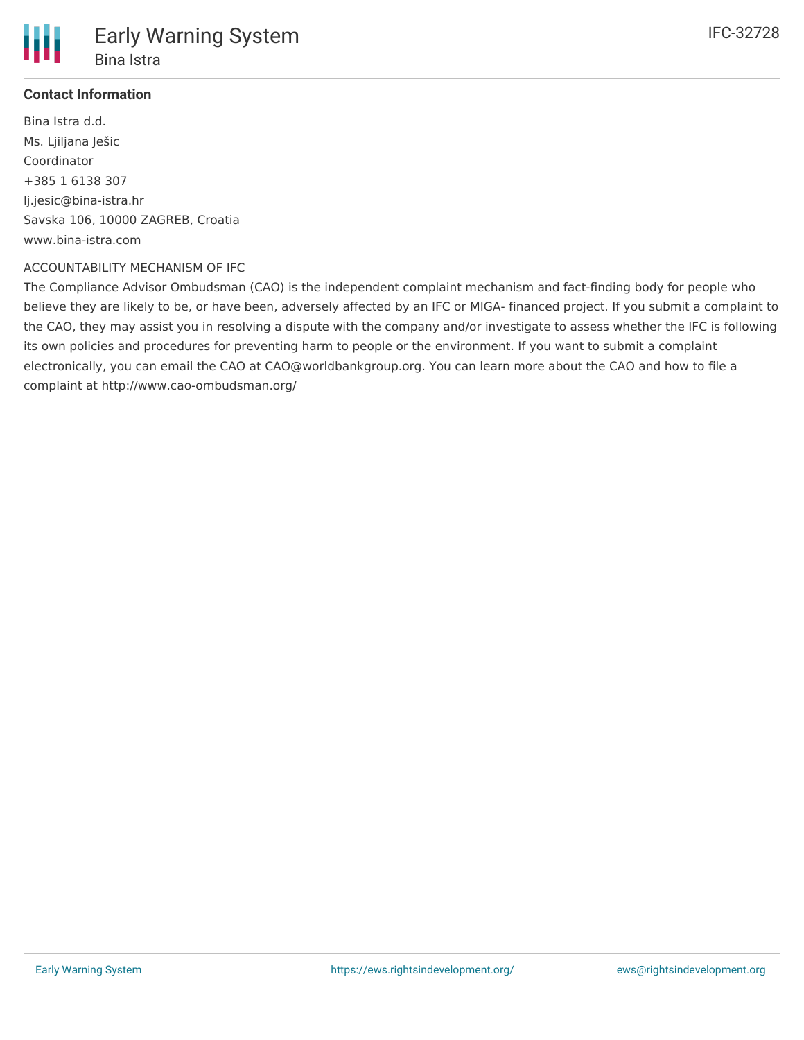**Contact Information**

Bina Istra d.d.
Ms. LjiljanaJešic
Coordinator
+385 1 6138 307
lj.jesic@bina-istra.hr
Savska 106, 10000 ZAGREB, Croatia
www.bina-istra.com

ACCOUNTABILITY MECHANISM OF IFC

The Compliance Advisor Ombudsman (CAO) is the independent complaint mechanism and fact-finding body for people who believe they are likely to be, or have been, adversely affected by an IFC or MIGA- financed project. If you submit a complaint to the CAO, they may assist you in resolving a dispute with the company and/or investigate to assess whether the IFC is following its own policies and procedures for preventing harm to people or the environment. If you want to submit a complaint electronically, you can email the CAO at CAO@worldbankgroup.org. You can learn more about the CAO and how to file a complaint at http://www.cao-ombudsman.org/